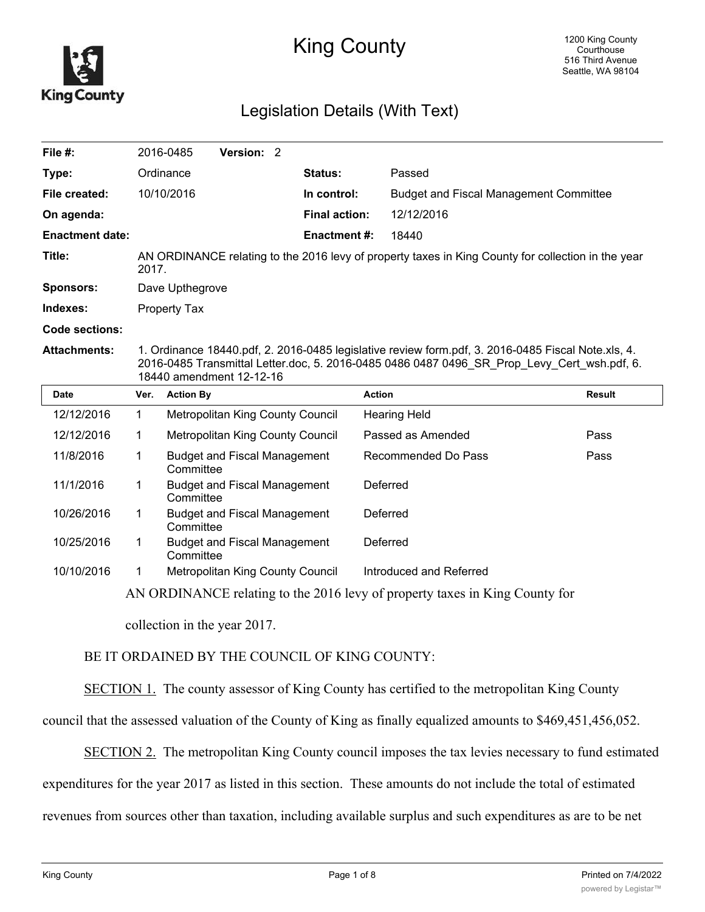# King County

1200 King County Courthouse
516 Third Avenue
Seattle, WA 98104

## Legislation Details (With Text)

| | | | | |
|---|---|---|---|---|
| **File #:** | 2016-0485 | **Version:** 2 | | |
| **Type:** | Ordinance | | **Status:** | Passed |
| **File created:** | 10/10/2016 | | **In control:** | Budget and Fiscal Management Committee |
| **On agenda:** | | | **Final action:** | 12/12/2016 |
| **Enactment date:** | | | **Enactment #:** | 18440 |

**Title:** AN ORDINANCE relating to the 2016 levy of property taxes in King County for collection in the year 2017.

**Sponsors:** Dave Upthegrove

**Indexes:** Property Tax

**Code sections:**

**Attachments:** 1. Ordinance 18440.pdf, 2. 2016-0485 legislative review form.pdf, 3. 2016-0485 Fiscal Note.xls, 4. 2016-0485 Transmittal Letter.doc, 5. 2016-0485 0486 0487 0496_SR_Prop_Levy_Cert_wsh.pdf, 6. 18440 amendment 12-12-16

| Date | Ver. | Action By | Action | Result |
|---|---|---|---|---|
| 12/12/2016 | 1 | Metropolitan King County Council | Hearing Held | |
| 12/12/2016 | 1 | Metropolitan King County Council | Passed as Amended | Pass |
| 11/8/2016 | 1 | Budget and Fiscal Management Committee | Recommended Do Pass | Pass |
| 11/1/2016 | 1 | Budget and Fiscal Management Committee | Deferred | |
| 10/26/2016 | 1 | Budget and Fiscal Management Committee | Deferred | |
| 10/25/2016 | 1 | Budget and Fiscal Management Committee | Deferred | |
| 10/10/2016 | 1 | Metropolitan King County Council | Introduced and Referred | |

AN ORDINANCE relating to the 2016 levy of property taxes in King County for collection in the year 2017.

BE IT ORDAINED BY THE COUNCIL OF KING COUNTY:

SECTION 1. The county assessor of King County has certified to the metropolitan King County council that the assessed valuation of the County of King as finally equalized amounts to $469,451,456,052.

SECTION 2. The metropolitan King County council imposes the tax levies necessary to fund estimated expenditures for the year 2017 as listed in this section. These amounts do not include the total of estimated revenues from sources other than taxation, including available surplus and such expenditures as are to be net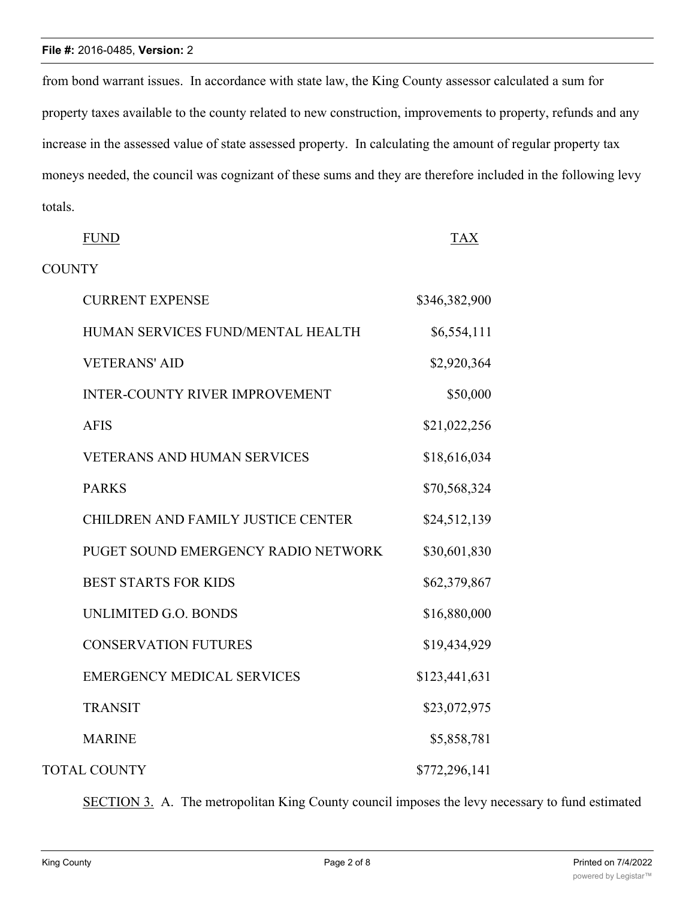from bond warrant issues. In accordance with state law, the King County assessor calculated a sum for property taxes available to the county related to new construction, improvements to property, refunds and any increase in the assessed value of state assessed property. In calculating the amount of regular property tax moneys needed, the council was cognizant of these sums and they are therefore included in the following levy totals.

| FUND | TAX |
|---|---|
| COUNTY | |
| CURRENT EXPENSE | $346,382,900 |
| HUMAN SERVICES FUND/MENTAL HEALTH | $6,554,111 |
| VETERANS' AID | $2,920,364 |
| INTER-COUNTY RIVER IMPROVEMENT | $50,000 |
| AFIS | $21,022,256 |
| VETERANS AND HUMAN SERVICES | $18,616,034 |
| PARKS | $70,568,324 |
| CHILDREN AND FAMILY JUSTICE CENTER | $24,512,139 |
| PUGET SOUND EMERGENCY RADIO NETWORK | $30,601,830 |
| BEST STARTS FOR KIDS | $62,379,867 |
| UNLIMITED G.O. BONDS | $16,880,000 |
| CONSERVATION FUTURES | $19,434,929 |
| EMERGENCY MEDICAL SERVICES | $123,441,631 |
| TRANSIT | $23,072,975 |
| MARINE | $5,858,781 |
| TOTAL COUNTY | $772,296,141 |

SECTION 3. A. The metropolitan King County council imposes the levy necessary to fund estimated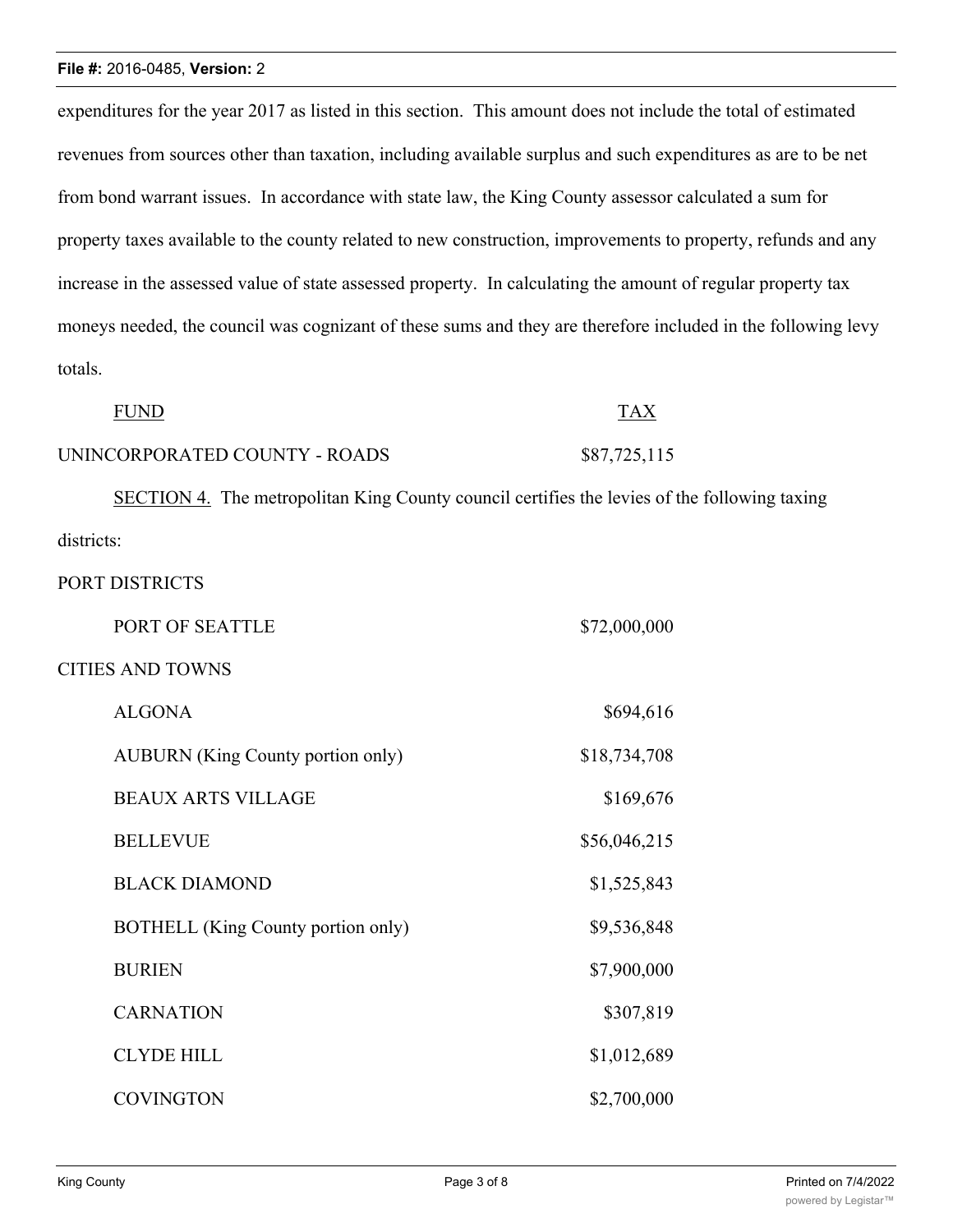expenditures for the year 2017 as listed in this section. This amount does not include the total of estimated revenues from sources other than taxation, including available surplus and such expenditures as are to be net from bond warrant issues. In accordance with state law, the King County assessor calculated a sum for property taxes available to the county related to new construction, improvements to property, refunds and any increase in the assessed value of state assessed property. In calculating the amount of regular property tax moneys needed, the council was cognizant of these sums and they are therefore included in the following levy totals.

| FUND | TAX |
|---|---|
| UNINCORPORATED COUNTY - ROADS | $87,725,115 |

SECTION 4. The metropolitan King County council certifies the levies of the following taxing districts:

| | |
|---|---|
| PORT DISTRICTS | |
| PORT OF SEATTLE | $72,000,000 |
| CITIES AND TOWNS | |
| ALGONA | $694,616 |
| AUBURN (King County portion only) | $18,734,708 |
| BEAUX ARTS VILLAGE | $169,676 |
| BELLEVUE | $56,046,215 |
| BLACK DIAMOND | $1,525,843 |
| BOTHELL (King County portion only) | $9,536,848 |
| BURIEN | $7,900,000 |
| CARNATION | $307,819 |
| CLYDE HILL | $1,012,689 |
| COVINGTON | $2,700,000 |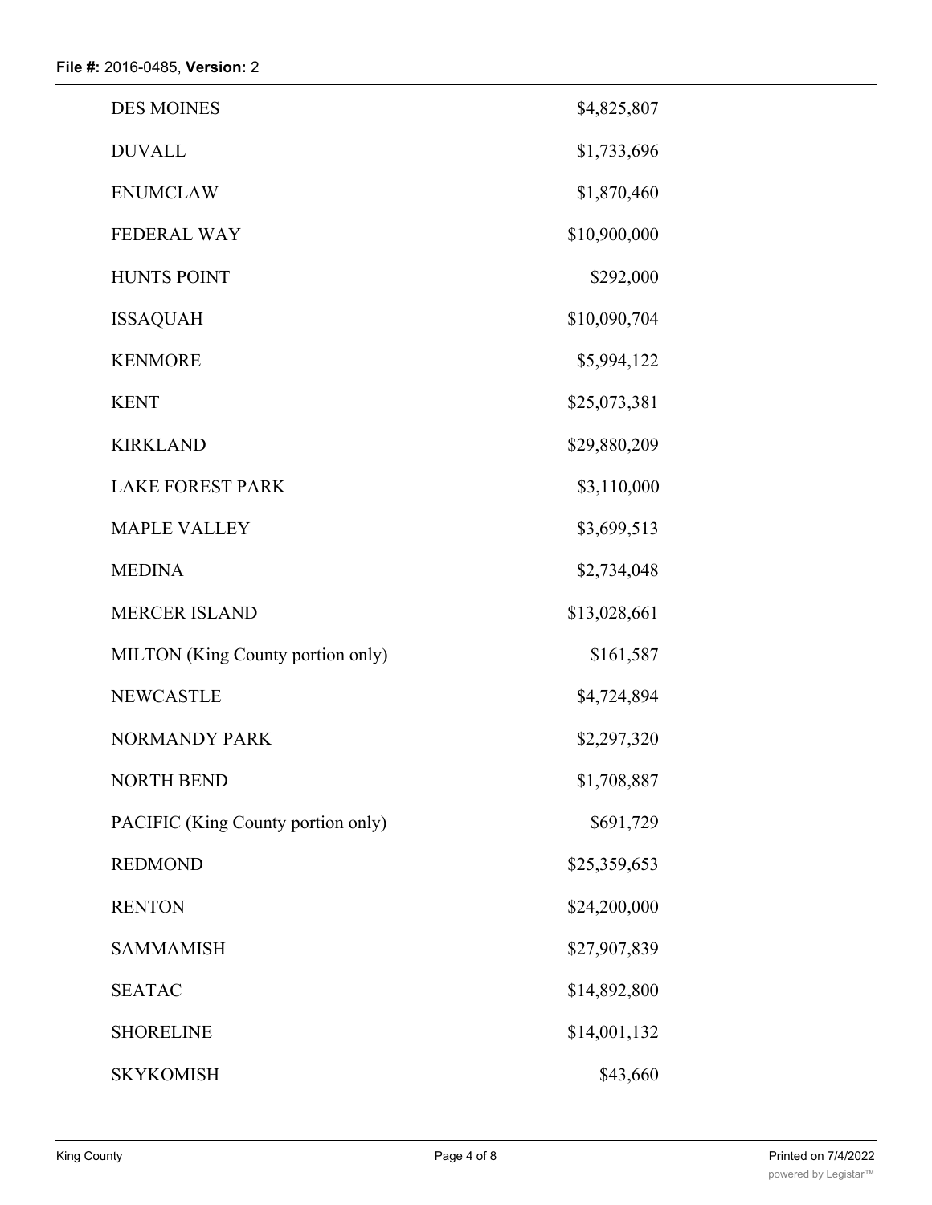| | |
|---|---|
| DES MOINES | $4,825,807 |
| DUVALL | $1,733,696 |
| ENUMCLAW | $1,870,460 |
| FEDERAL WAY | $10,900,000 |
| HUNTS POINT | $292,000 |
| ISSAQUAH | $10,090,704 |
| KENMORE | $5,994,122 |
| KENT | $25,073,381 |
| KIRKLAND | $29,880,209 |
| LAKE FOREST PARK | $3,110,000 |
| MAPLE VALLEY | $3,699,513 |
| MEDINA | $2,734,048 |
| MERCER ISLAND | $13,028,661 |
| MILTON (King County portion only) | $161,587 |
| NEWCASTLE | $4,724,894 |
| NORMANDY PARK | $2,297,320 |
| NORTH BEND | $1,708,887 |
| PACIFIC (King County portion only) | $691,729 |
| REDMOND | $25,359,653 |
| RENTON | $24,200,000 |
| SAMMAMISH | $27,907,839 |
| SEATAC | $14,892,800 |
| SHORELINE | $14,001,132 |
| SKYKOMISH | $43,660 |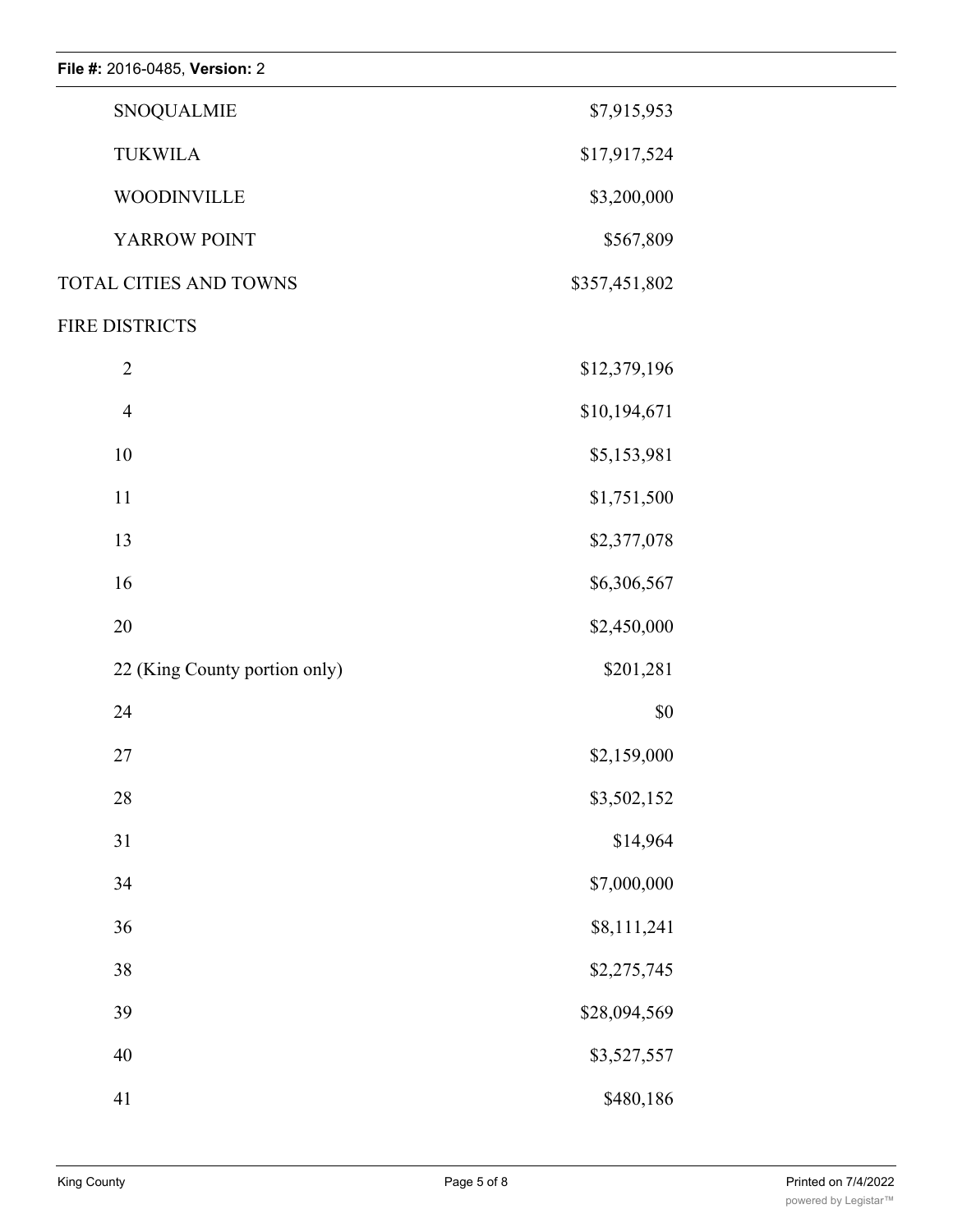| | |
|---|---|
| SNOQUALMIE | $7,915,953 |
| TUKWILA | $17,917,524 |
| WOODINVILLE | $3,200,000 |
| YARROW POINT | $567,809 |
| TOTAL CITIES AND TOWNS | $357,451,802 |
| FIRE DISTRICTS | |
| 2 | $12,379,196 |
| 4 | $10,194,671 |
| 10 | $5,153,981 |
| 11 | $1,751,500 |
| 13 | $2,377,078 |
| 16 | $6,306,567 |
| 20 | $2,450,000 |
| 22 (King County portion only) | $201,281 |
| 24 | $0 |
| 27 | $2,159,000 |
| 28 | $3,502,152 |
| 31 | $14,964 |
| 34 | $7,000,000 |
| 36 | $8,111,241 |
| 38 | $2,275,745 |
| 39 | $28,094,569 |
| 40 | $3,527,557 |
| 41 | $480,186 |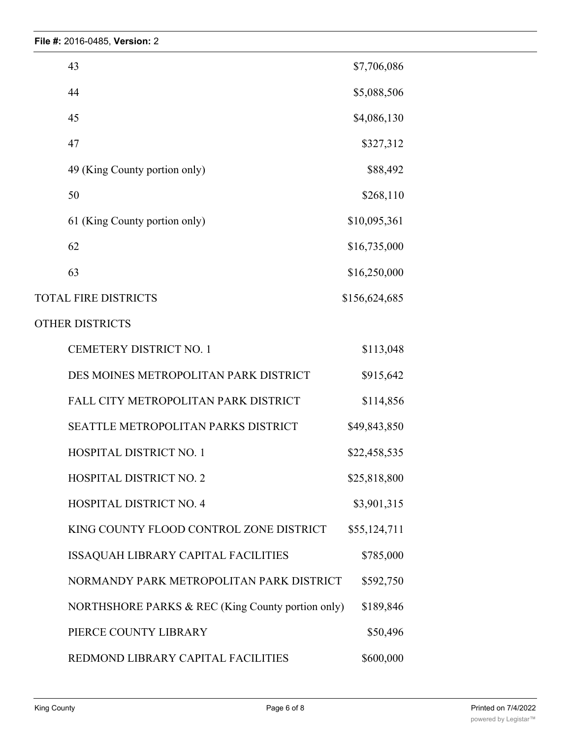| | |
|---|---|
| 43 | $7,706,086 |
| 44 | $5,088,506 |
| 45 | $4,086,130 |
| 47 | $327,312 |
| 49 (King County portion only) | $88,492 |
| 50 | $268,110 |
| 61 (King County portion only) | $10,095,361 |
| 62 | $16,735,000 |
| 63 | $16,250,000 |
| TOTAL FIRE DISTRICTS | $156,624,685 |
| OTHER DISTRICTS | |
| CEMETERY DISTRICT NO. 1 | $113,048 |
| DES MOINES METROPOLITAN PARK DISTRICT | $915,642 |
| FALL CITY METROPOLITAN PARK DISTRICT | $114,856 |
| SEATTLE METROPOLITAN PARKS DISTRICT | $49,843,850 |
| HOSPITAL DISTRICT NO. 1 | $22,458,535 |
| HOSPITAL DISTRICT NO. 2 | $25,818,800 |
| HOSPITAL DISTRICT NO. 4 | $3,901,315 |
| KING COUNTY FLOOD CONTROL ZONE DISTRICT | $55,124,711 |
| ISSAQUAH LIBRARY CAPITAL FACILITIES | $785,000 |
| NORMANDY PARK METROPOLITAN PARK DISTRICT | $592,750 |
| NORTHSHORE PARKS & REC (King County portion only) | $189,846 |
| PIERCE COUNTY LIBRARY | $50,496 |
| REDMOND LIBRARY CAPITAL FACILITIES | $600,000 |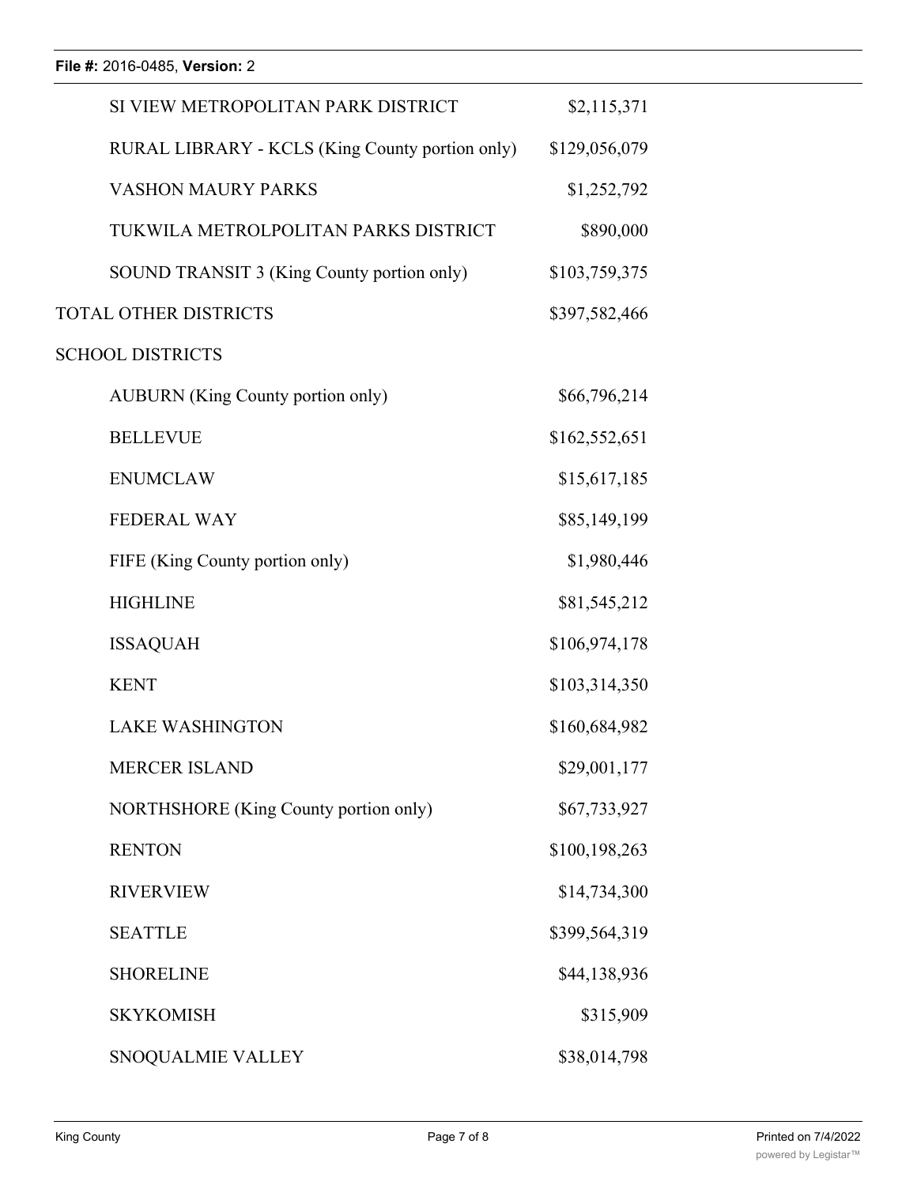| | |
|---|---|
| SI VIEW METROPOLITAN PARK DISTRICT | $2,115,371 |
| RURAL LIBRARY - KCLS (King County portion only) | $129,056,079 |
| VASHON MAURY PARKS | $1,252,792 |
| TUKWILA METROLPOLITAN PARKS DISTRICT | $890,000 |
| SOUND TRANSIT 3 (King County portion only) | $103,759,375 |
| TOTAL OTHER DISTRICTS | $397,582,466 |
| SCHOOL DISTRICTS | |
| AUBURN (King County portion only) | $66,796,214 |
| BELLEVUE | $162,552,651 |
| ENUMCLAW | $15,617,185 |
| FEDERAL WAY | $85,149,199 |
| FIFE (King County portion only) | $1,980,446 |
| HIGHLINE | $81,545,212 |
| ISSAQUAH | $106,974,178 |
| KENT | $103,314,350 |
| LAKE WASHINGTON | $160,684,982 |
| MERCER ISLAND | $29,001,177 |
| NORTHSHORE (King County portion only) | $67,733,927 |
| RENTON | $100,198,263 |
| RIVERVIEW | $14,734,300 |
| SEATTLE | $399,564,319 |
| SHORELINE | $44,138,936 |
| SKYKOMISH | $315,909 |
| SNOQUALMIE VALLEY | $38,014,798 |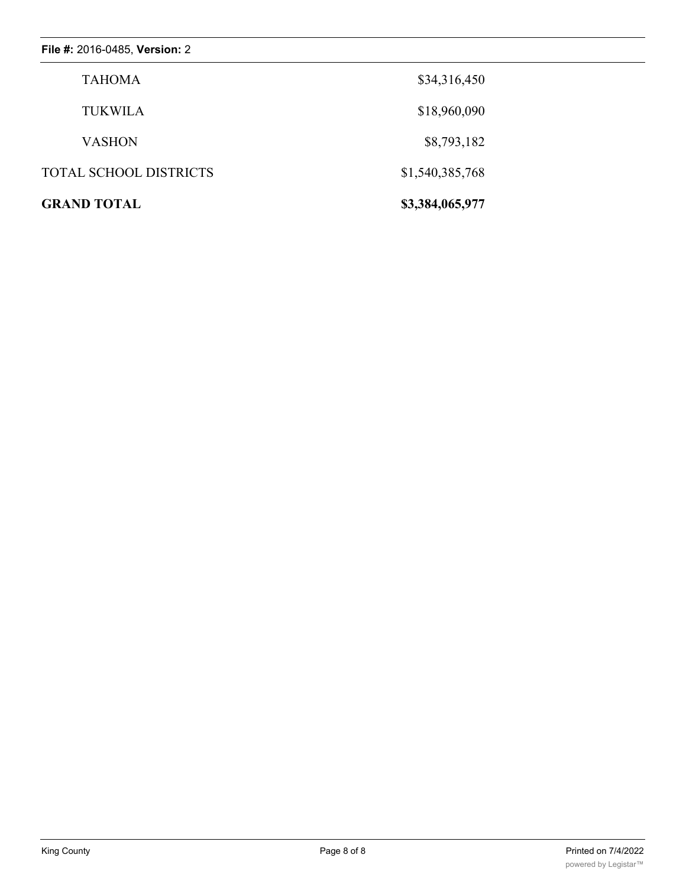| | |
|---|---|
| TAHOMA | $34,316,450 |
| TUKWILA | $18,960,090 |
| VASHON | $8,793,182 |
| TOTAL SCHOOL DISTRICTS | $1,540,385,768 |
| **GRAND TOTAL** | **$3,384,065,977** |